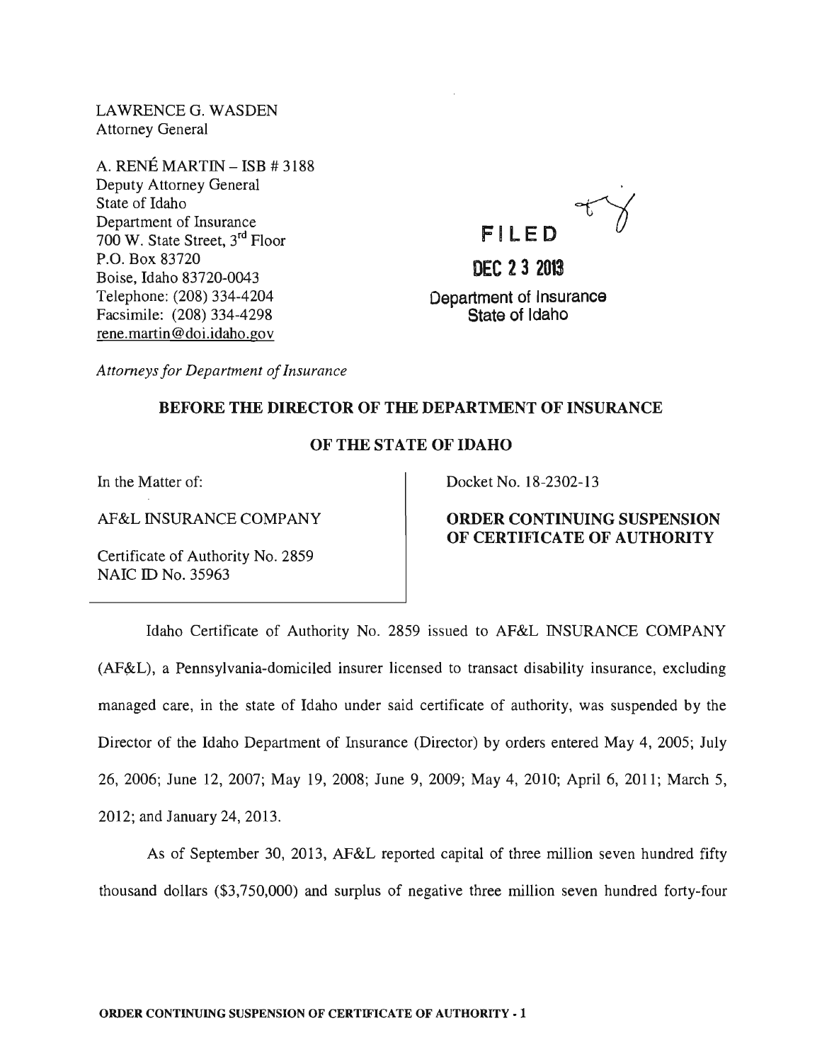LAWRENCE G. WASDEN
Attorney General

A. RENÉ MARTIN – ISB # 3188
Deputy Attorney General
State of Idaho
Department of Insurance
700 W. State Street, 3rd Floor
P.O. Box 83720
Boise, Idaho 83720-0043
Telephone: (208) 334-4204
Facsimile: (208) 334-4298
rene.martin@doi.idaho.gov

*Attorneys for Department of Insurance*

FILED

DEC 23 2013

Department of Insurance
State of Idaho

**BEFORE THE DIRECTOR OF THE DEPARTMENT OF INSURANCE**

**OF THE STATE OF IDAHO**

| In the Matter of:<br><br>AF&L INSURANCE COMPANY<br><br>Certificate of Authority No. 2859<br>NAIC ID No. 35963 | Docket No. 18-2302-13<br><br>**ORDER CONTINUING SUSPENSION OF CERTIFICATE OF AUTHORITY** |
|---|---|

Idaho Certificate of Authority No. 2859 issued to AF&L INSURANCE COMPANY (AF&L), a Pennsylvania-domiciled insurer licensed to transact disability insurance, excluding managed care, in the state of Idaho under said certificate of authority, was suspended by the Director of the Idaho Department of Insurance (Director) by orders entered May 4, 2005; July 26, 2006; June 12, 2007; May 19, 2008; June 9, 2009; May 4, 2010; April 6, 2011; March 5, 2012; and January 24, 2013.

As of September 30, 2013, AF&L reported capital of three million seven hundred fifty thousand dollars ($3,750,000) and surplus of negative three million seven hundred forty-four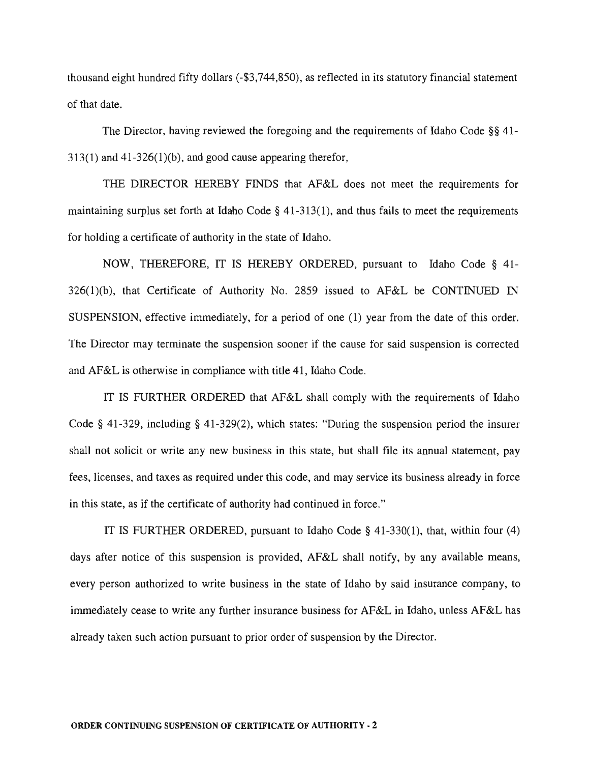thousand eight hundred fifty dollars (-$3,744,850), as reflected in its statutory financial statement of that date.

The Director, having reviewed the foregoing and the requirements of Idaho Code §§ 41-313(1) and 41-326(1)(b), and good cause appearing therefor,

THE DIRECTOR HEREBY FINDS that AF&L does not meet the requirements for maintaining surplus set forth at Idaho Code § 41-313(1), and thus fails to meet the requirements for holding a certificate of authority in the state of Idaho.

NOW, THEREFORE, IT IS HEREBY ORDERED, pursuant to Idaho Code § 41-326(1)(b), that Certificate of Authority No. 2859 issued to AF&L be CONTINUED IN SUSPENSION, effective immediately, for a period of one (1) year from the date of this order. The Director may terminate the suspension sooner if the cause for said suspension is corrected and AF&L is otherwise in compliance with title 41, Idaho Code.

IT IS FURTHER ORDERED that AF&L shall comply with the requirements of Idaho Code § 41-329, including § 41-329(2), which states: "During the suspension period the insurer shall not solicit or write any new business in this state, but shall file its annual statement, pay fees, licenses, and taxes as required under this code, and may service its business already in force in this state, as if the certificate of authority had continued in force."

IT IS FURTHER ORDERED, pursuant to Idaho Code § 41-330(1), that, within four (4) days after notice of this suspension is provided, AF&L shall notify, by any available means, every person authorized to write business in the state of Idaho by said insurance company, to immediately cease to write any further insurance business for AF&L in Idaho, unless AF&L has already taken such action pursuant to prior order of suspension by the Director.

**ORDER CONTINUING SUSPENSION OF CERTIFICATE OF AUTHORITY - 2**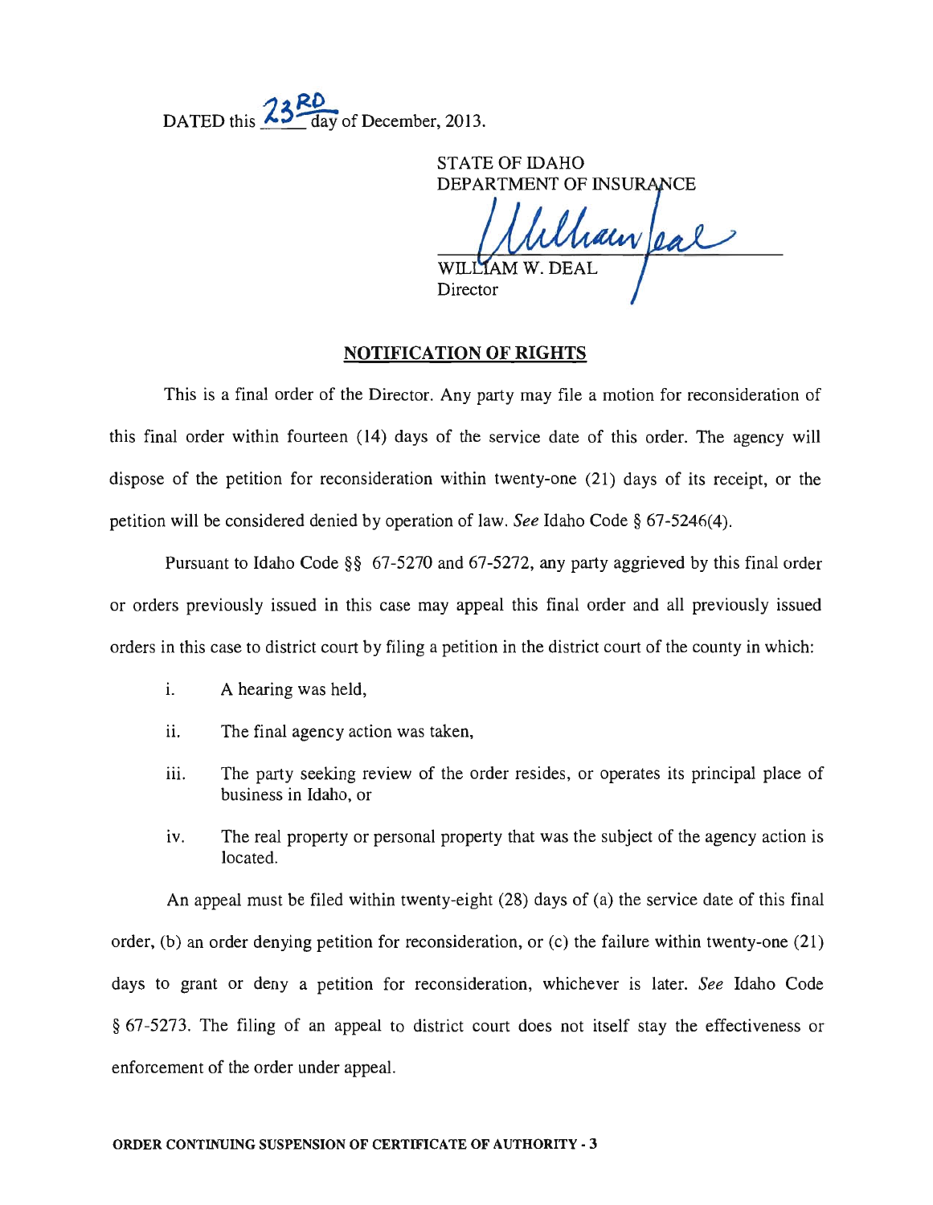DATED this 23RD day of December, 2013.

STATE OF IDAHO
DEPARTMENT OF INSURANCE

WILLIAM W. DEAL
Director

## NOTIFICATION OF RIGHTS

This is a final order of the Director. Any party may file a motion for reconsideration of this final order within fourteen (14) days of the service date of this order. The agency will dispose of the petition for reconsideration within twenty-one (21) days of its receipt, or the petition will be considered denied by operation of law. *See* Idaho Code § 67-5246(4).

Pursuant to Idaho Code §§ 67-5270 and 67-5272, any party aggrieved by this final order or orders previously issued in this case may appeal this final order and all previously issued orders in this case to district court by filing a petition in the district court of the county in which:

i. A hearing was held,

ii. The final agency action was taken,

iii. The party seeking review of the order resides, or operates its principal place of business in Idaho, or

iv. The real property or personal property that was the subject of the agency action is located.

An appeal must be filed within twenty-eight (28) days of (a) the service date of this final order, (b) an order denying petition for reconsideration, or (c) the failure within twenty-one (21) days to grant or deny a petition for reconsideration, whichever is later. *See* Idaho Code § 67-5273. The filing of an appeal to district court does not itself stay the effectiveness or enforcement of the order under appeal.

**ORDER CONTINUING SUSPENSION OF CERTIFICATE OF AUTHORITY - 3**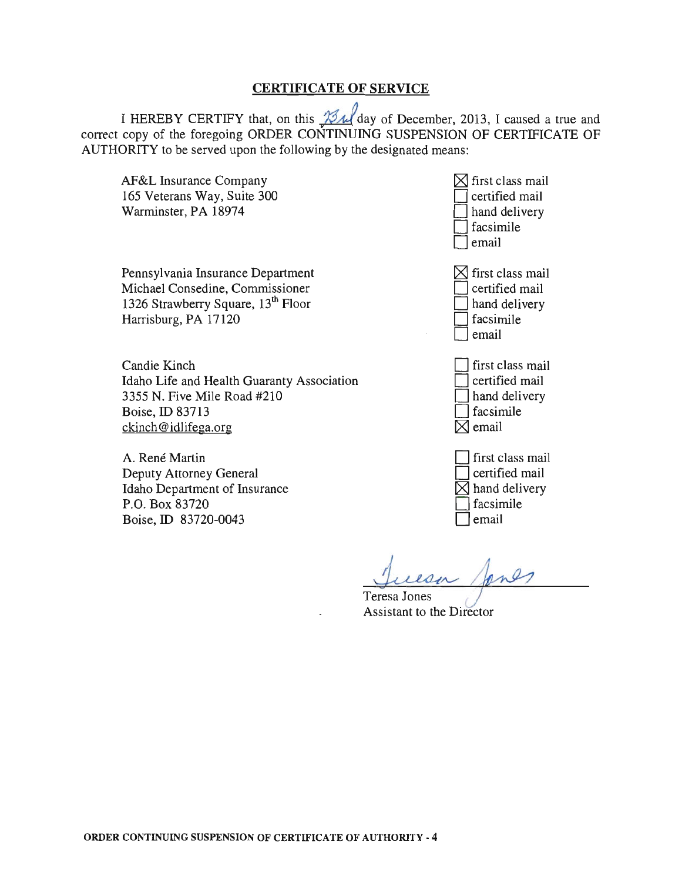## CERTIFICATE OF SERVICE

I HEREBY CERTIFY that, on this 23rd day of December, 2013, I caused a true and correct copy of the foregoing ORDER CONTINUING SUSPENSION OF CERTIFICATE OF AUTHORITY to be served upon the following by the designated means:

| | |
|---|---|
| AF&L Insurance Company<br>165 Veterans Way, Suite 300<br>Warminster, PA 18974 | ☒ first class mail<br>☐ certified mail<br>☐ hand delivery<br>☐ facsimile<br>☐ email |
| Pennsylvania Insurance Department<br>Michael Consedine, Commissioner<br>1326 Strawberry Square, 13th Floor<br>Harrisburg, PA 17120 | ☒ first class mail<br>☐ certified mail<br>☐ hand delivery<br>☐ facsimile<br>☐ email |
| Candie Kinch<br>Idaho Life and Health Guaranty Association<br>3355 N. Five Mile Road #210<br>Boise, ID 83713<br>ckinch@idlifega.org | ☐ first class mail<br>☐ certified mail<br>☐ hand delivery<br>☐ facsimile<br>☒ email |
| A. René Martin<br>Deputy Attorney General<br>Idaho Department of Insurance<br>P.O. Box 83720<br>Boise, ID 83720-0043 | ☐ first class mail<br>☐ certified mail<br>☒ hand delivery<br>☐ facsimile<br>☐ email |

Teresa Jones
Assistant to the Director